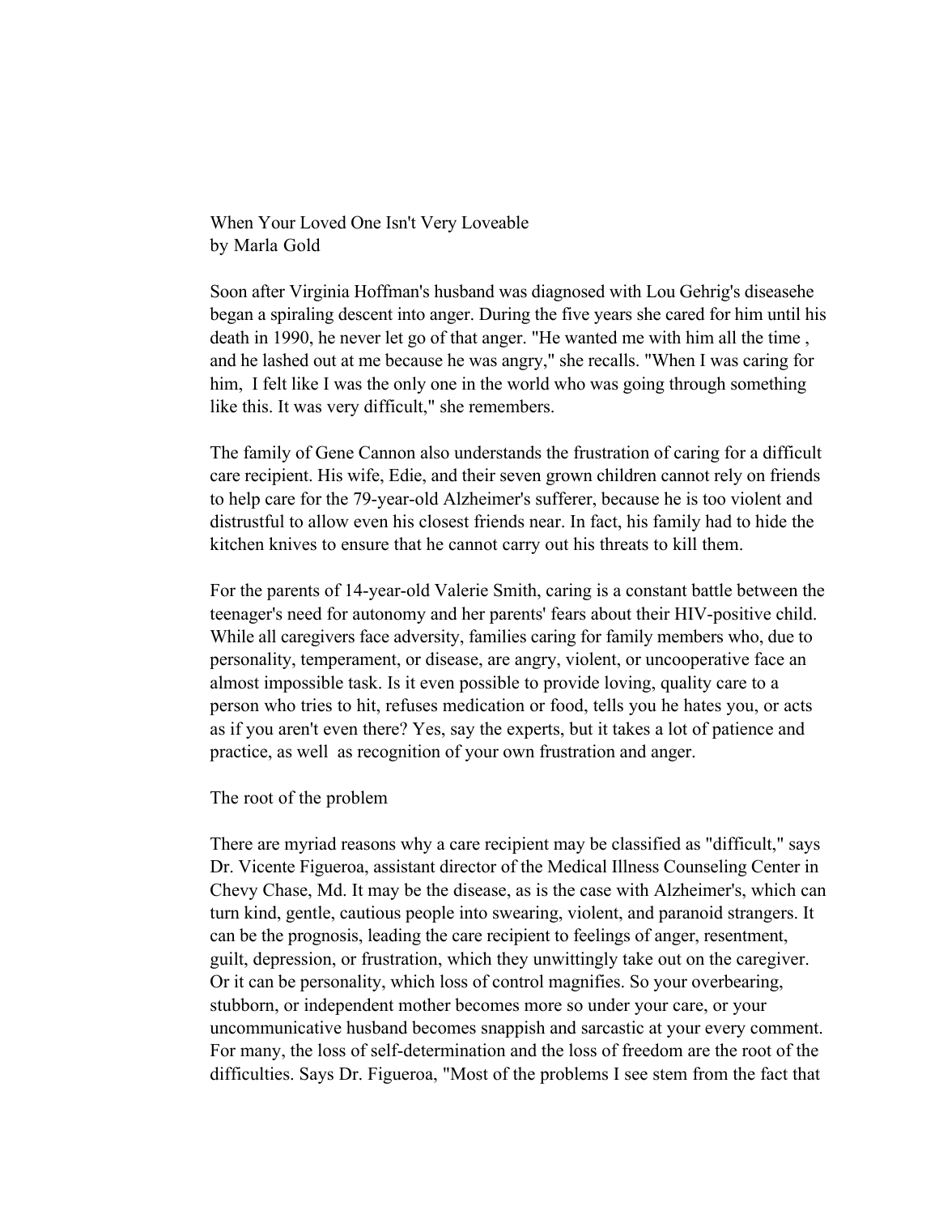# When Your Loved One Isn't Very Loveable

by Marla Gold

Soon after Virginia Hoffman's husband was diagnosed with Lou Gehrig's diseasehe began a spiraling descent into anger. During the five years she cared for him until his death in 1990, he never let go of that anger. "He wanted me with him all the time , and he lashed out at me because he was angry," she recalls. "When I was caring for him, I felt like I was the only one in the world who was going through something like this. It was very difficult," she remembers.

The family of Gene Cannon also understands the frustration of caring for a difficult care recipient. His wife, Edie, and their seven grown children cannot rely on friends to help care for the 79-year-old Alzheimer's sufferer, because he is too violent and distrustful to allow even his closest friends near. In fact, his family had to hide the kitchen knives to ensure that he cannot carry out his threats to kill them.

For the parents of 14-year-old Valerie Smith, caring is a constant battle between the teenager's need for autonomy and her parents' fears about their HIV-positive child. While all caregivers face adversity, families caring for family members who, due to personality, temperament, or disease, are angry, violent, or uncooperative face an almost impossible task. Is it even possible to provide loving, quality care to a person who tries to hit, refuses medication or food, tells you he hates you, or acts as if you aren't even there? Yes, say the experts, but it takes a lot of patience and practice, as well as recognition of your own frustration and anger.

## The root of the problem

There are myriad reasons why a care recipient may be classified as "difficult," says Dr. Vicente Figueroa, assistant director of the Medical Illness Counseling Center in Chevy Chase, Md. It may be the disease, as is the case with Alzheimer's, which can turn kind, gentle, cautious people into swearing, violent, and paranoid strangers. It can be the prognosis, leading the care recipient to feelings of anger, resentment, guilt, depression, or frustration, which they unwittingly take out on the caregiver. Or it can be personality, which loss of control magnifies. So your overbearing, stubborn, or independent mother becomes more so under your care, or your uncommunicative husband becomes snappish and sarcastic at your every comment. For many, the loss of self-determination and the loss of freedom are the root of the difficulties. Says Dr. Figueroa, "Most of the problems I see stem from the fact that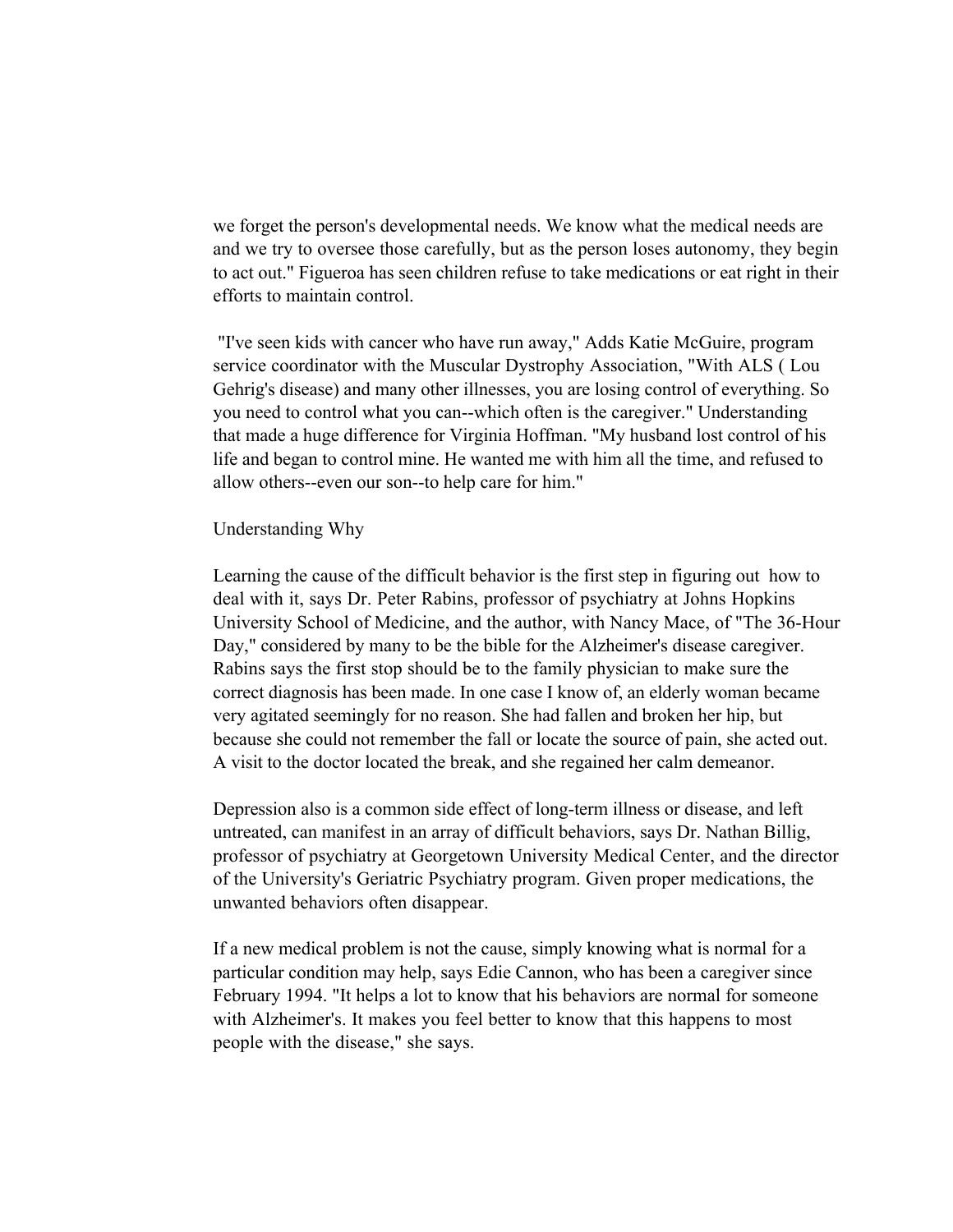we forget the person's developmental needs. We know what the medical needs are and we try to oversee those carefully, but as the person loses autonomy, they begin to act out." Figueroa has seen children refuse to take medications or eat right in their efforts to maintain control.

"I've seen kids with cancer who have run away," Adds Katie McGuire, program service coordinator with the Muscular Dystrophy Association, "With ALS ( Lou Gehrig's disease) and many other illnesses, you are losing control of everything. So you need to control what you can--which often is the caregiver." Understanding that made a huge difference for Virginia Hoffman. "My husband lost control of his life and began to control mine. He wanted me with him all the time, and refused to allow others--even our son--to help care for him."

## Understanding Why

Learning the cause of the difficult behavior is the first step in figuring out how to deal with it, says Dr. Peter Rabins, professor of psychiatry at Johns Hopkins University School of Medicine, and the author, with Nancy Mace, of "The 36-Hour Day," considered by many to be the bible for the Alzheimer's disease caregiver. Rabins says the first stop should be to the family physician to make sure the correct diagnosis has been made. In one case I know of, an elderly woman became very agitated seemingly for no reason. She had fallen and broken her hip, but because she could not remember the fall or locate the source of pain, she acted out. A visit to the doctor located the break, and she regained her calm demeanor.

Depression also is a common side effect of long-term illness or disease, and left untreated, can manifest in an array of difficult behaviors, says Dr. Nathan Billig, professor of psychiatry at Georgetown University Medical Center, and the director of the University's Geriatric Psychiatry program. Given proper medications, the unwanted behaviors often disappear.

If a new medical problem is not the cause, simply knowing what is normal for a particular condition may help, says Edie Cannon, who has been a caregiver since February 1994. "It helps a lot to know that his behaviors are normal for someone with Alzheimer's. It makes you feel better to know that this happens to most people with the disease," she says.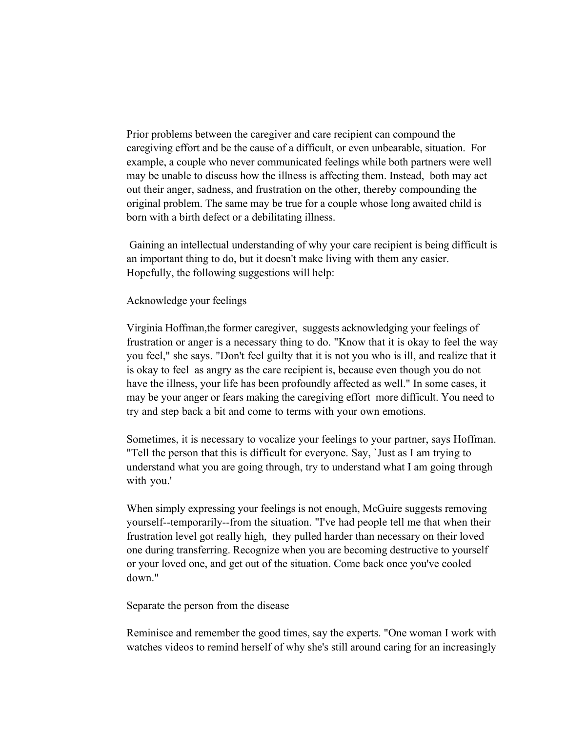Prior problems between the caregiver and care recipient can compound the caregiving effort and be the cause of a difficult, or even unbearable, situation. For example, a couple who never communicated feelings while both partners were well may be unable to discuss how the illness is affecting them. Instead, both may act out their anger, sadness, and frustration on the other, thereby compounding the original problem. The same may be true for a couple whose long awaited child is born with a birth defect or a debilitating illness.

Gaining an intellectual understanding of why your care recipient is being difficult is an important thing to do, but it doesn't make living with them any easier. Hopefully, the following suggestions will help:

## Acknowledge your feelings

Virginia Hoffman,the former caregiver, suggests acknowledging your feelings of frustration or anger is a necessary thing to do. "Know that it is okay to feel the way you feel," she says. "Don't feel guilty that it is not you who is ill, and realize that it is okay to feel as angry as the care recipient is, because even though you do not have the illness, your life has been profoundly affected as well." In some cases, it may be your anger or fears making the caregiving effort more difficult. You need to try and step back a bit and come to terms with your own emotions.

Sometimes, it is necessary to vocalize your feelings to your partner, says Hoffman. "Tell the person that this is difficult for everyone. Say, `Just as I am trying to understand what you are going through, try to understand what I am going through with you.'

When simply expressing your feelings is not enough, McGuire suggests removing yourself--temporarily--from the situation. "I've had people tell me that when their frustration level got really high, they pulled harder than necessary on their loved one during transferring. Recognize when you are becoming destructive to yourself or your loved one, and get out of the situation. Come back once you've cooled down."

## Separate the person from the disease

Reminisce and remember the good times, say the experts. "One woman I work with watches videos to remind herself of why she's still around caring for an increasingly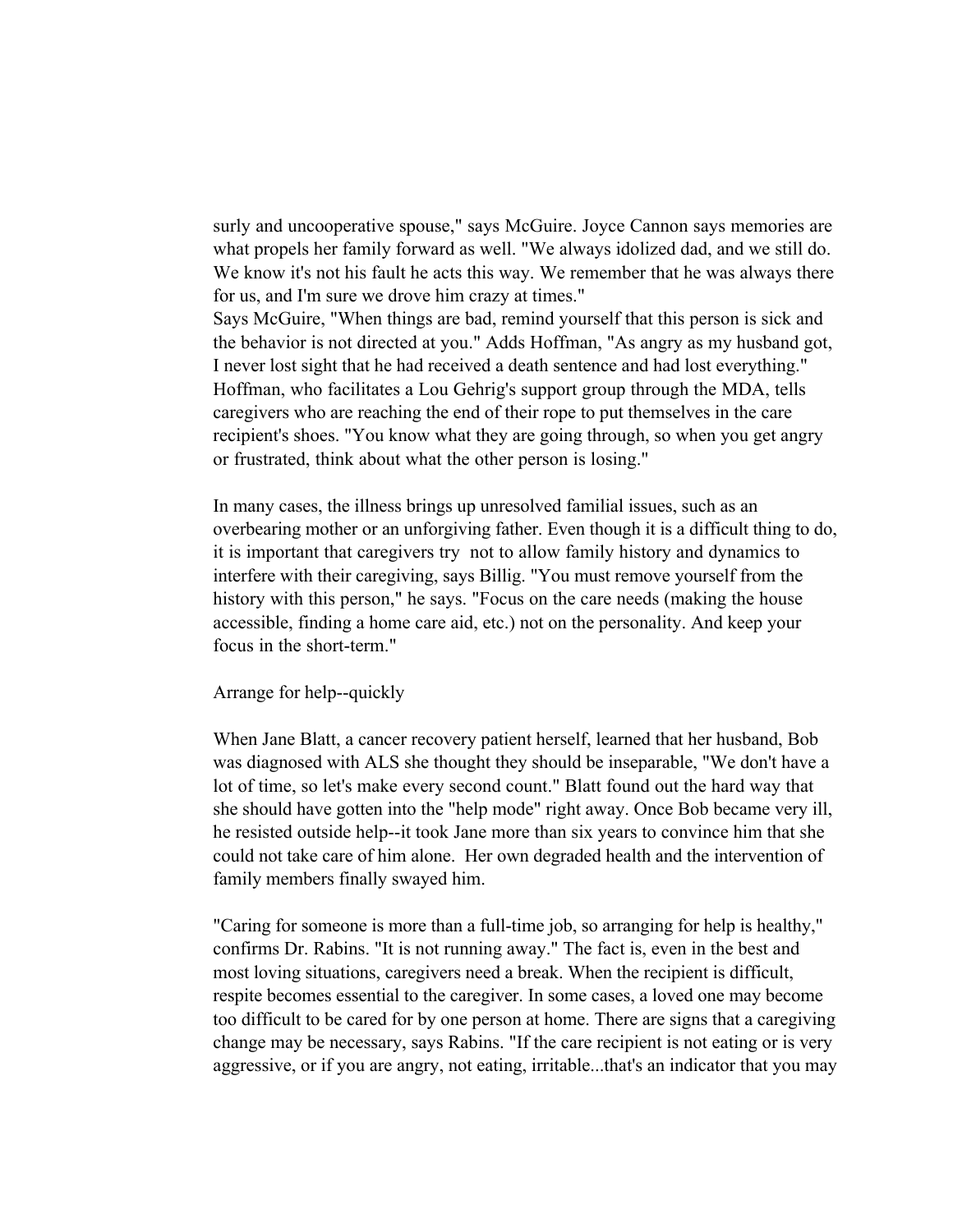surly and uncooperative spouse," says McGuire. Joyce Cannon says memories are what propels her family forward as well. "We always idolized dad, and we still do. We know it's not his fault he acts this way. We remember that he was always there for us, and I'm sure we drove him crazy at times."

Says McGuire, "When things are bad, remind yourself that this person is sick and the behavior is not directed at you." Adds Hoffman, "As angry as my husband got, I never lost sight that he had received a death sentence and had lost everything." Hoffman, who facilitates a Lou Gehrig's support group through the MDA, tells caregivers who are reaching the end of their rope to put themselves in the care recipient's shoes. "You know what they are going through, so when you get angry or frustrated, think about what the other person is losing."

In many cases, the illness brings up unresolved familial issues, such as an overbearing mother or an unforgiving father. Even though it is a difficult thing to do, it is important that caregivers try not to allow family history and dynamics to interfere with their caregiving, says Billig. "You must remove yourself from the history with this person," he says. "Focus on the care needs (making the house accessible, finding a home care aid, etc.) not on the personality. And keep your focus in the short-term."

## Arrange for help--quickly

When Jane Blatt, a cancer recovery patient herself, learned that her husband, Bob was diagnosed with ALS she thought they should be inseparable, "We don't have a lot of time, so let's make every second count." Blatt found out the hard way that she should have gotten into the "help mode" right away. Once Bob became very ill, he resisted outside help--it took Jane more than six years to convince him that she could not take care of him alone. Her own degraded health and the intervention of family members finally swayed him.

"Caring for someone is more than a full-time job, so arranging for help is healthy," confirms Dr. Rabins. "It is not running away." The fact is, even in the best and most loving situations, caregivers need a break. When the recipient is difficult, respite becomes essential to the caregiver. In some cases, a loved one may become too difficult to be cared for by one person at home. There are signs that a caregiving change may be necessary, says Rabins. "If the care recipient is not eating or is very aggressive, or if you are angry, not eating, irritable...that's an indicator that you may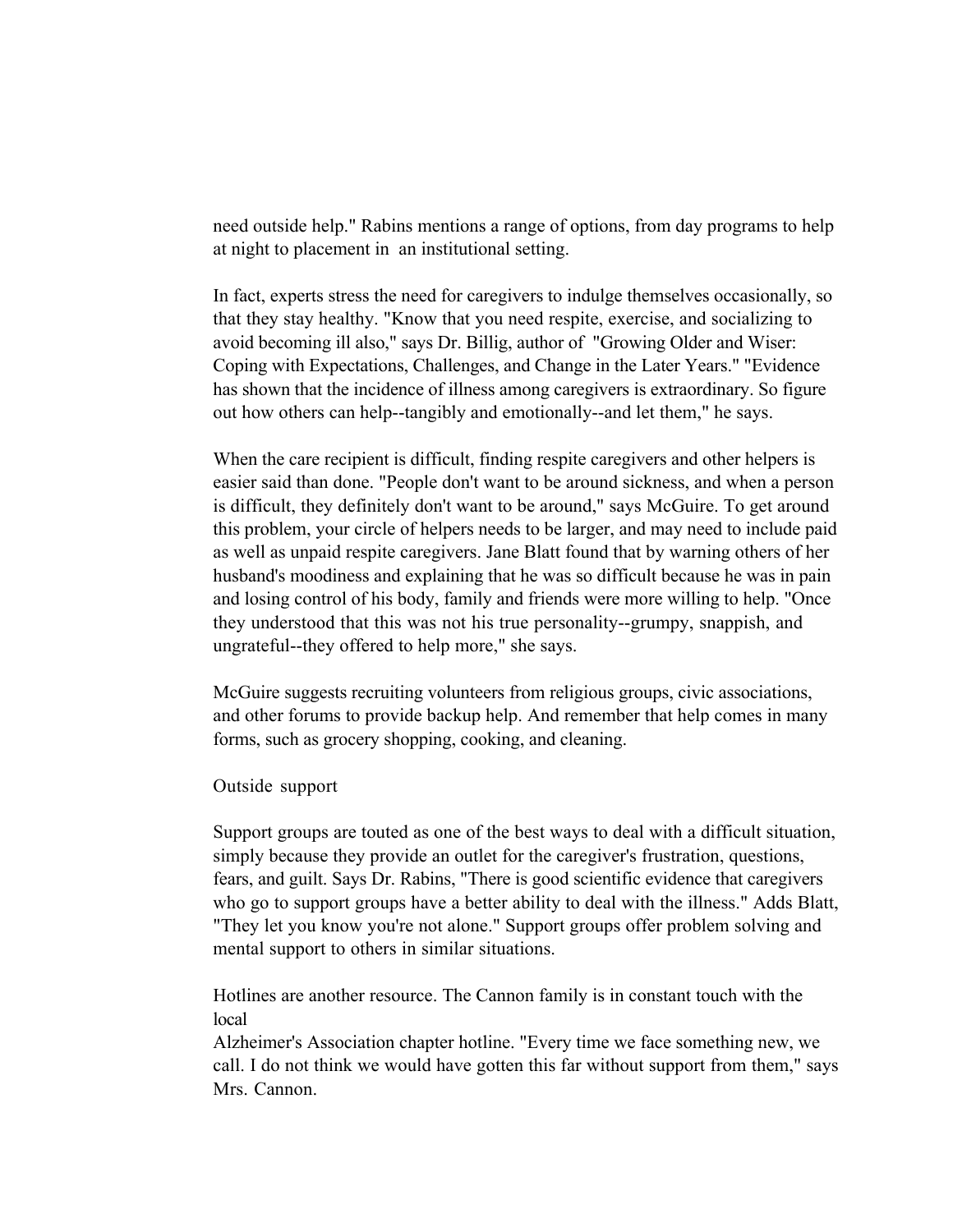need outside help." Rabins mentions a range of options, from day programs to help at night to placement in an institutional setting.

In fact, experts stress the need for caregivers to indulge themselves occasionally, so that they stay healthy. "Know that you need respite, exercise, and socializing to avoid becoming ill also," says Dr. Billig, author of "Growing Older and Wiser: Coping with Expectations, Challenges, and Change in the Later Years." "Evidence has shown that the incidence of illness among caregivers is extraordinary. So figure out how others can help--tangibly and emotionally--and let them," he says.

When the care recipient is difficult, finding respite caregivers and other helpers is easier said than done. "People don't want to be around sickness, and when a person is difficult, they definitely don't want to be around," says McGuire. To get around this problem, your circle of helpers needs to be larger, and may need to include paid as well as unpaid respite caregivers. Jane Blatt found that by warning others of her husband's moodiness and explaining that he was so difficult because he was in pain and losing control of his body, family and friends were more willing to help. "Once they understood that this was not his true personality--grumpy, snappish, and ungrateful--they offered to help more," she says.

McGuire suggests recruiting volunteers from religious groups, civic associations, and other forums to provide backup help. And remember that help comes in many forms, such as grocery shopping, cooking, and cleaning.

Outside support

Support groups are touted as one of the best ways to deal with a difficult situation, simply because they provide an outlet for the caregiver's frustration, questions, fears, and guilt. Says Dr. Rabins, "There is good scientific evidence that caregivers who go to support groups have a better ability to deal with the illness." Adds Blatt, "They let you know you're not alone." Support groups offer problem solving and mental support to others in similar situations.

Hotlines are another resource. The Cannon family is in constant touch with the local Alzheimer's Association chapter hotline. "Every time we face something new, we call. I do not think we would have gotten this far without support from them," says Mrs. Cannon.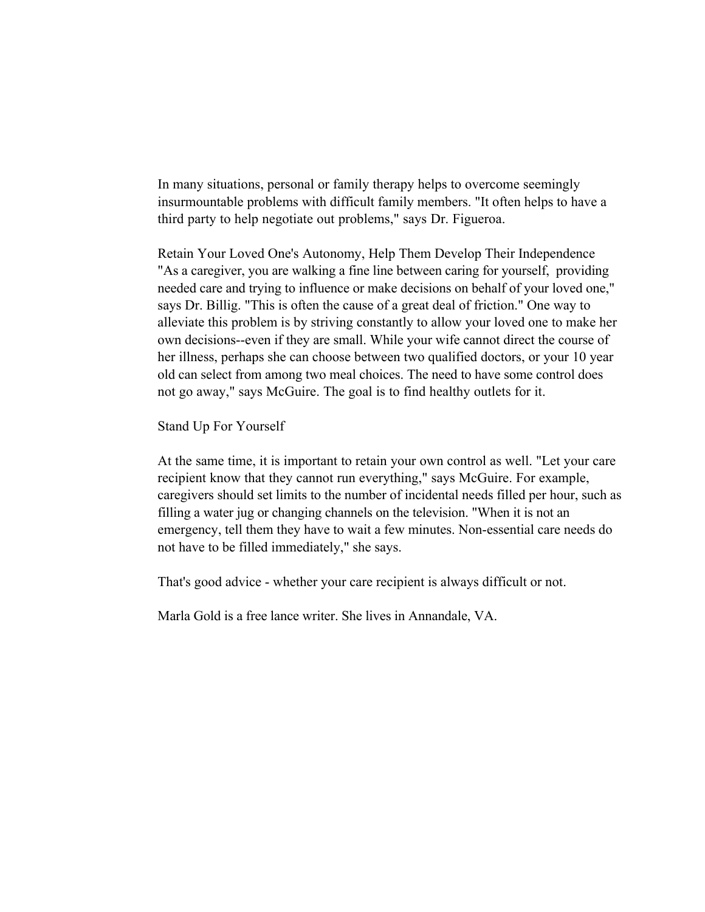In many situations, personal or family therapy helps to overcome seemingly insurmountable problems with difficult family members. "It often helps to have a third party to help negotiate out problems," says Dr. Figueroa.

## Retain Your Loved One's Autonomy, Help Them Develop Their Independence

"As a caregiver, you are walking a fine line between caring for yourself, providing needed care and trying to influence or make decisions on behalf of your loved one," says Dr. Billig. "This is often the cause of a great deal of friction." One way to alleviate this problem is by striving constantly to allow your loved one to make her own decisions--even if they are small. While your wife cannot direct the course of her illness, perhaps she can choose between two qualified doctors, or your 10 year old can select from among two meal choices. The need to have some control does not go away," says McGuire. The goal is to find healthy outlets for it.

## Stand Up For Yourself

At the same time, it is important to retain your own control as well. "Let your care recipient know that they cannot run everything," says McGuire. For example, caregivers should set limits to the number of incidental needs filled per hour, such as filling a water jug or changing channels on the television. "When it is not an emergency, tell them they have to wait a few minutes. Non-essential care needs do not have to be filled immediately," she says.

That's good advice - whether your care recipient is always difficult or not.

Marla Gold is a free lance writer. She lives in Annandale, VA.